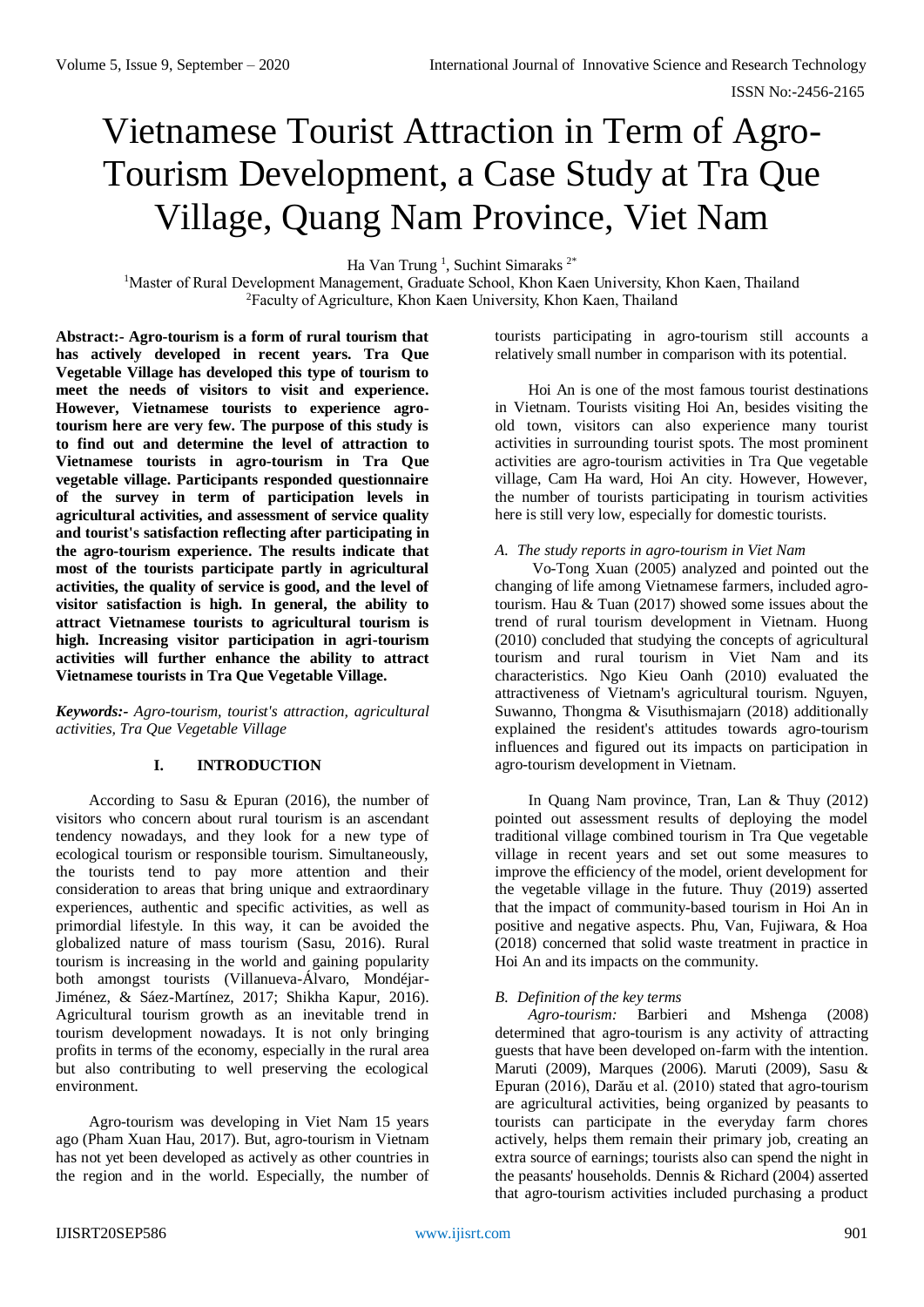# Vietnamese Tourist Attraction in Term of Agro-Tourism Development, a Case Study at Tra Que Village, Quang Nam Province, Viet Nam

Ha Van Trung [1], Suchint Simaraks [2*]

[1]Master of Rural Development Management, Graduate School, Khon Kaen University, Khon Kaen, Thailand
[2]Faculty of Agriculture, Khon Kaen University, Khon Kaen, Thailand

**Abstract:- Agro-tourism is a form of rural tourism that has actively developed in recent years. Tra Que Vegetable Village has developed this type of tourism to meet the needs of visitors to visit and experience. However, Vietnamese tourists to experience agro-tourism here are very few. The purpose of this study is to find out and determine the level of attraction to Vietnamese tourists in agro-tourism in Tra Que vegetable village. Participants responded questionnaire of the survey in term of participation levels in agricultural activities, and assessment of service quality and tourist's satisfaction reflecting after participating in the agro-tourism experience. The results indicate that most of the tourists participate partly in agricultural activities, the quality of service is good, and the level of visitor satisfaction is high. In general, the ability to attract Vietnamese tourists to agricultural tourism is high. Increasing visitor participation in agri-tourism activities will further enhance the ability to attract Vietnamese tourists in Tra Que Vegetable Village.**

***Keywords:-*** *Agro-tourism, tourist's attraction, agricultural activities, Tra Que Vegetable Village*

## I. INTRODUCTION

According to Sasu & Epuran (2016), the number of visitors who concern about rural tourism is an ascendant tendency nowadays, and they look for a new type of ecological tourism or responsible tourism. Simultaneously, the tourists tend to pay more attention and their consideration to areas that bring unique and extraordinary experiences, authentic and specific activities, as well as primordial lifestyle. In this way, it can be avoided the globalized nature of mass tourism (Sasu, 2016). Rural tourism is increasing in the world and gaining popularity both amongst tourists (Villanueva-Álvaro, Mondéjar-Jiménez, & Sáez-Martínez, 2017; Shikha Kapur, 2016). Agricultural tourism growth as an inevitable trend in tourism development nowadays. It is not only bringing profits in terms of the economy, especially in the rural area but also contributing to well preserving the ecological environment.

Agro-tourism was developing in Viet Nam 15 years ago (Pham Xuan Hau, 2017). But, agro-tourism in Vietnam has not yet been developed as actively as other countries in the region and in the world. Especially, the number of tourists participating in agro-tourism still accounts a relatively small number in comparison with its potential.

Hoi An is one of the most famous tourist destinations in Vietnam. Tourists visiting Hoi An, besides visiting the old town, visitors can also experience many tourist activities in surrounding tourist spots. The most prominent activities are agro-tourism activities in Tra Que vegetable village, Cam Ha ward, Hoi An city. However, However, the number of tourists participating in tourism activities here is still very low, especially for domestic tourists.

### *A. The study reports in agro-tourism in Viet Nam*

Vo-Tong Xuan (2005) analyzed and pointed out the changing of life among Vietnamese farmers, included agro-tourism. Hau & Tuan (2017) showed some issues about the trend of rural tourism development in Vietnam. Huong (2010) concluded that studying the concepts of agricultural tourism and rural tourism in Viet Nam and its characteristics. Ngo Kieu Oanh (2010) evaluated the attractiveness of Vietnam's agricultural tourism. Nguyen, Suwanno, Thongma & Visuthismajarn (2018) additionally explained the resident's attitudes towards agro-tourism influences and figured out its impacts on participation in agro-tourism development in Vietnam.

In Quang Nam province, Tran, Lan & Thuy (2012) pointed out assessment results of deploying the model traditional village combined tourism in Tra Que vegetable village in recent years and set out some measures to improve the efficiency of the model, orient development for the vegetable village in the future. Thuy (2019) asserted that the impact of community-based tourism in Hoi An in positive and negative aspects. Phu, Van, Fujiwara, & Hoa (2018) concerned that solid waste treatment in practice in Hoi An and its impacts on the community.

### *B. Definition of the key terms*

*Agro-tourism:* Barbieri and Mshenga (2008) determined that agro-tourism is any activity of attracting guests that have been developed on-farm with the intention. Maruti (2009), Marques (2006). Maruti (2009), Sasu & Epuran (2016), Darău et al. (2010) stated that agro-tourism are agricultural activities, being organized by peasants to tourists can participate in the everyday farm chores actively, helps them remain their primary job, creating an extra source of earnings; tourists also can spend the night in the peasants' households. Dennis & Richard (2004) asserted that agro-tourism activities included purchasing a product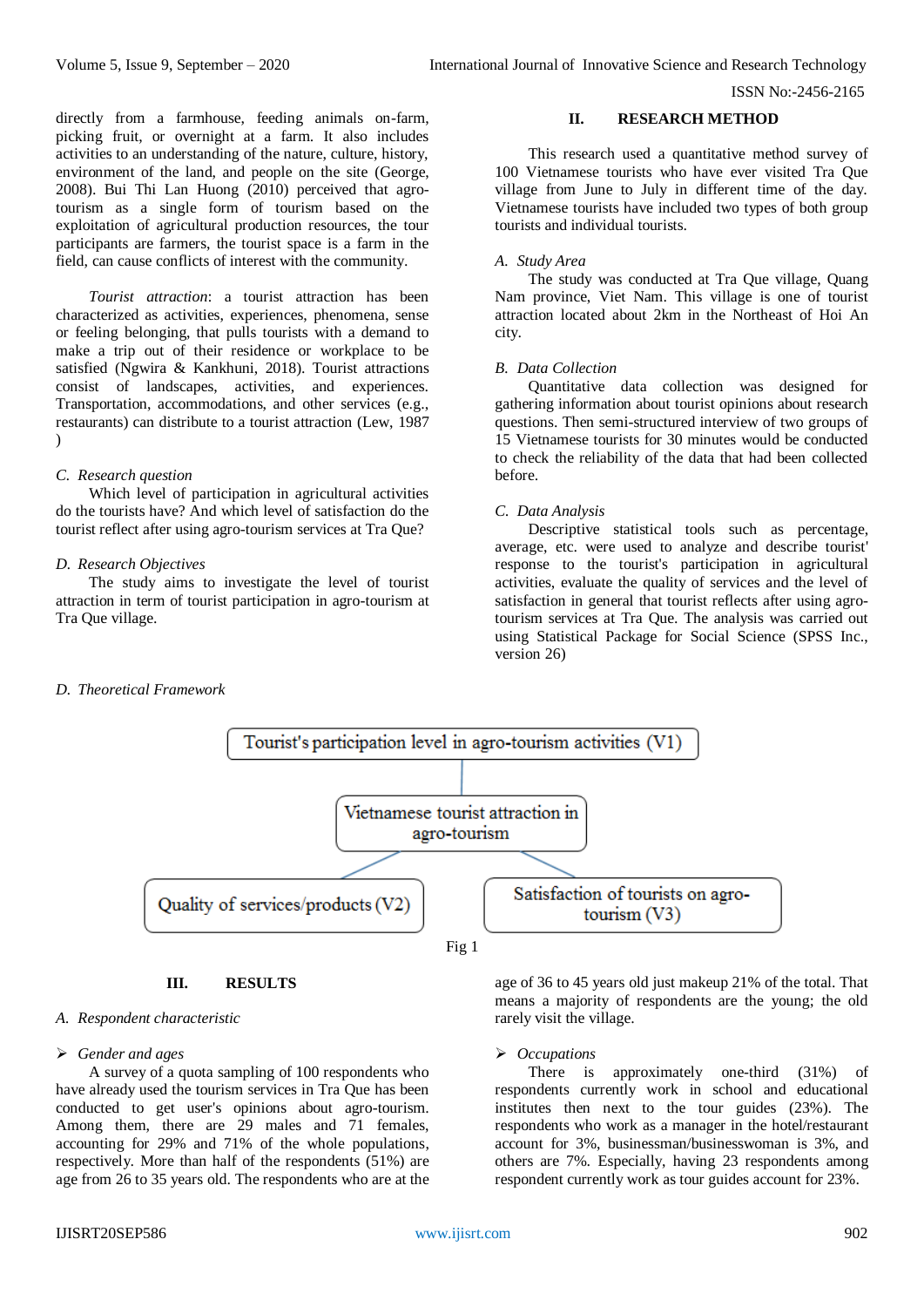directly from a farmhouse, feeding animals on-farm, picking fruit, or overnight at a farm. It also includes activities to an understanding of the nature, culture, history, environment of the land, and people on the site (George, 2008). Bui Thi Lan Huong (2010) perceived that agro-tourism as a single form of tourism based on the exploitation of agricultural production resources, the tour participants are farmers, the tourist space is a farm in the field, can cause conflicts of interest with the community.

*Tourist attraction*: a tourist attraction has been characterized as activities, experiences, phenomena, sense or feeling belonging, that pulls tourists with a demand to make a trip out of their residence or workplace to be satisfied (Ngwira & Kankhuni, 2018). Tourist attractions consist of landscapes, activities, and experiences. Transportation, accommodations, and other services (e.g., restaurants) can distribute to a tourist attraction (Lew, 1987 )

### *C. Research question*

Which level of participation in agricultural activities do the tourists have? And which level of satisfaction do the tourist reflect after using agro-tourism services at Tra Que?

### *D. Research Objectives*

The study aims to investigate the level of tourist attraction in term of tourist participation in agro-tourism at Tra Que village.

### *D. Theoretical Framework*

## II. RESEARCH METHOD

This research used a quantitative method survey of 100 Vietnamese tourists who have ever visited Tra Que village from June to July in different time of the day. Vietnamese tourists have included two types of both group tourists and individual tourists.

### *A. Study Area*

The study was conducted at Tra Que village, Quang Nam province, Viet Nam. This village is one of tourist attraction located about 2km in the Northeast of Hoi An city.

### *B. Data Collection*

Quantitative data collection was designed for gathering information about tourist opinions about research questions. Then semi-structured interview of two groups of 15 Vietnamese tourists for 30 minutes would be conducted to check the reliability of the data that had been collected before.

### *C. Data Analysis*

Descriptive statistical tools such as percentage, average, etc. were used to analyze and describe tourist' response to the tourist's participation in agricultural activities, evaluate the quality of services and the level of satisfaction in general that tourist reflects after using agro-tourism services at Tra Que. The analysis was carried out using Statistical Package for Social Science (SPSS Inc., version 26)

Tourist's participation level in agro-tourism activities (V1)

Vietnamese tourist attraction in agro-tourism

Quality of services/products (V2)

Satisfaction of tourists on agro-tourism (V3)

Fig 1

## III. RESULTS

### *A. Respondent characteristic*

➢ *Gender and ages*

A survey of a quota sampling of 100 respondents who have already used the tourism services in Tra Que has been conducted to get user's opinions about agro-tourism. Among them, there are 29 males and 71 females, accounting for 29% and 71% of the whole populations, respectively. More than half of the respondents (51%) are age from 26 to 35 years old. The respondents who are at the age of 36 to 45 years old just makeup 21% of the total. That means a majority of respondents are the young; the old rarely visit the village.

➢ *Occupations*

There is approximately one-third (31%) of respondents currently work in school and educational institutes then next to the tour guides (23%). The respondents who work as a manager in the hotel/restaurant account for 3%, businessman/businesswoman is 3%, and others are 7%. Especially, having 23 respondents among respondent currently work as tour guides account for 23%.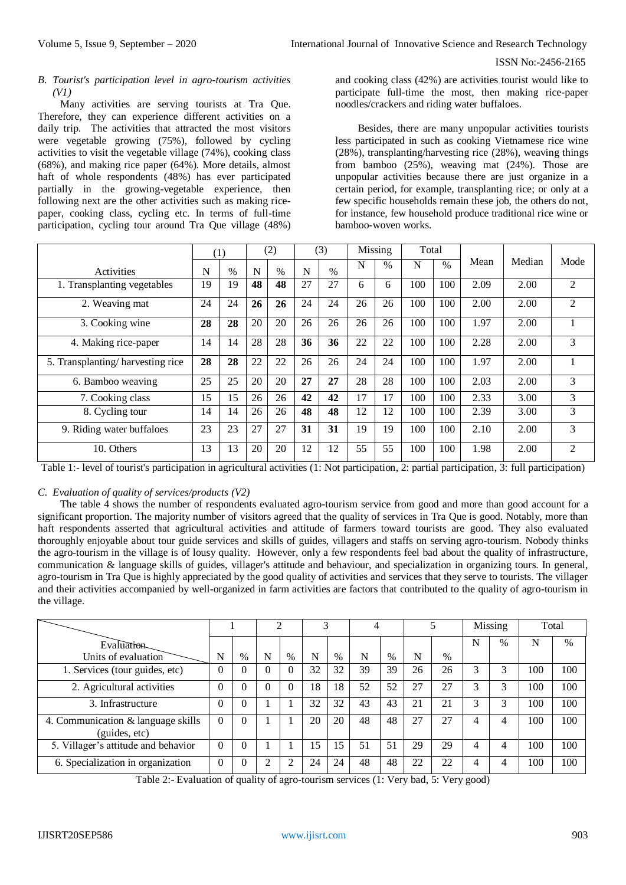### *B. Tourist's participation level in agro-tourism activities (V1)*

Many activities are serving tourists at Tra Que. Therefore, they can experience different activities on a daily trip. The activities that attracted the most visitors were vegetable growing (75%), followed by cycling activities to visit the vegetable village (74%), cooking class (68%), and making rice paper (64%). More details, almost haft of whole respondents (48%) has ever participated partially in the growing-vegetable experience, then following next are the other activities such as making rice-paper, cooking class, cycling etc. In terms of full-time participation, cycling tour around Tra Que village (48%) and cooking class (42%) are activities tourist would like to participate full-time the most, then making rice-paper noodles/crackers and riding water buffaloes.

Besides, there are many unpopular activities tourists less participated in such as cooking Vietnamese rice wine (28%), transplanting/harvesting rice (28%), weaving things from bamboo (25%), weaving mat (24%). Those are unpopular activities because there are just organize in a certain period, for example, transplanting rice; or only at a few specific households remain these job, the others do not, for instance, few household produce traditional rice wine or bamboo-woven works.

| Activities | (1) | | (2) | | (3) | | Missing | | Total | | Mean | Median | Mode |
|---|---|---|---|---|---|---|---|---|---|---|---|---|---|
| | N | % | N | % | N | % | N | % | N | % | | | |
| 1. Transplanting vegetables | 19 | 19 | **48** | **48** | 27 | 27 | 6 | 6 | 100 | 100 | 2.09 | 2.00 | 2 |
| 2. Weaving mat | 24 | 24 | **26** | **26** | 24 | 24 | 26 | 26 | 100 | 100 | 2.00 | 2.00 | 2 |
| 3. Cooking wine | **28** | **28** | 20 | 20 | 26 | 26 | 26 | 26 | 100 | 100 | 1.97 | 2.00 | 1 |
| 4. Making rice-paper | 14 | 14 | 28 | 28 | **36** | **36** | 22 | 22 | 100 | 100 | 2.28 | 2.00 | 3 |
| 5. Transplanting/ harvesting rice | **28** | **28** | 22 | 22 | 26 | 26 | 24 | 24 | 100 | 100 | 1.97 | 2.00 | 1 |
| 6. Bamboo weaving | 25 | 25 | 20 | 20 | **27** | **27** | 28 | 28 | 100 | 100 | 2.03 | 2.00 | 3 |
| 7. Cooking class | 15 | 15 | 26 | 26 | **42** | **42** | 17 | 17 | 100 | 100 | 2.33 | 3.00 | 3 |
| 8. Cycling tour | 14 | 14 | 26 | 26 | **48** | **48** | 12 | 12 | 100 | 100 | 2.39 | 3.00 | 3 |
| 9. Riding water buffaloes | 23 | 23 | 27 | 27 | **31** | **31** | 19 | 19 | 100 | 100 | 2.10 | 2.00 | 3 |
| 10. Others | 13 | 13 | 20 | 20 | 12 | 12 | 55 | 55 | 100 | 100 | 1.98 | 2.00 | 2 |

Table 1:- level of tourist's participation in agricultural activities (1: Not participation, 2: partial participation, 3: full participation)

### *C. Evaluation of quality of services/products (V2)*

The table 4 shows the number of respondents evaluated agro-tourism service from good and more than good account for a significant proportion. The majority number of visitors agreed that the quality of services in Tra Que is good. Notably, more than haft respondents asserted that agricultural activities and attitude of farmers toward tourists are good. They also evaluated thoroughly enjoyable about tour guide services and skills of guides, villagers and staffs on serving agro-tourism. Nobody thinks the agro-tourism in the village is of lousy quality. However, only a few respondents feel bad about the quality of infrastructure, communication & language skills of guides, villager's attitude and behaviour, and specialization in organizing tours. In general, agro-tourism in Tra Que is highly appreciated by the good quality of activities and services that they serve to tourists. The villager and their activities accompanied by well-organized in farm activities are factors that contributed to the quality of agro-tourism in the village.

| Evaluation / Units of evaluation | 1 | | 2 | | 3 | | 4 | | 5 | | Missing | | Total | |
|---|---|---|---|---|---|---|---|---|---|---|---|---|---|---|
| | N | % | N | % | N | % | N | % | N | % | N | % | N | % |
| 1. Services (tour guides, etc) | 0 | 0 | 0 | 0 | 32 | 32 | 39 | 39 | 26 | 26 | 3 | 3 | 100 | 100 |
| 2. Agricultural activities | 0 | 0 | 0 | 0 | 18 | 18 | 52 | 52 | 27 | 27 | 3 | 3 | 100 | 100 |
| 3. Infrastructure | 0 | 0 | 1 | 1 | 32 | 32 | 43 | 43 | 21 | 21 | 3 | 3 | 100 | 100 |
| 4. Communication & language skills (guides, etc) | 0 | 0 | 1 | 1 | 20 | 20 | 48 | 48 | 27 | 27 | 4 | 4 | 100 | 100 |
| 5. Villager's attitude and behavior | 0 | 0 | 1 | 1 | 15 | 15 | 51 | 51 | 29 | 29 | 4 | 4 | 100 | 100 |
| 6. Specialization in organization | 0 | 0 | 2 | 2 | 24 | 24 | 48 | 48 | 22 | 22 | 4 | 4 | 100 | 100 |

Table 2:- Evaluation of quality of agro-tourism services (1: Very bad, 5: Very good)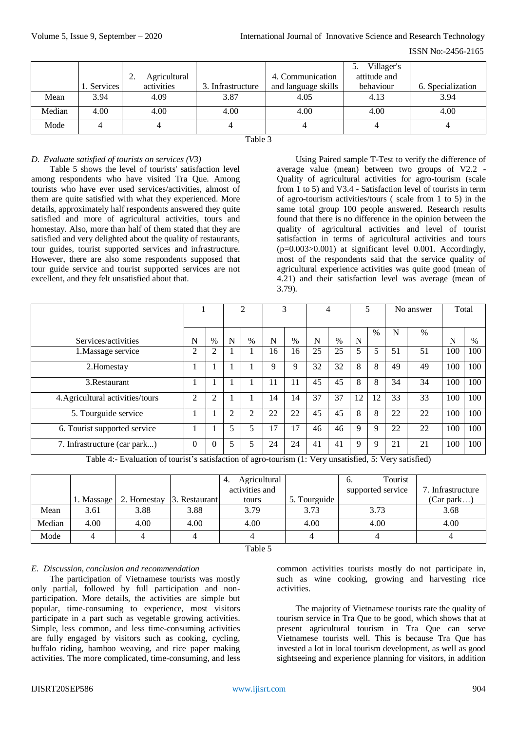| | 1. Services | 2. Agricultural activities | 3. Infrastructure | 4. Communication and language skills | 5. Villager's attitude and behaviour | 6. Specialization |
|---|---|---|---|---|---|---|
| Mean | 3.94 | 4.09 | 3.87 | 4.05 | 4.13 | 3.94 |
| Median | 4.00 | 4.00 | 4.00 | 4.00 | 4.00 | 4.00 |
| Mode | 4 | 4 | 4 | 4 | 4 | 4 |

Table 3

### D. Evaluate satisfied of tourists on services (V3)

Table 5 shows the level of tourists' satisfaction level among respondents who have visited Tra Que. Among tourists who have ever used services/activities, almost of them are quite satisfied with what they experienced. More details, approximately half respondents answered they quite satisfied and more of agricultural activities, tours and homestay. Also, more than half of them stated that they are satisfied and very delighted about the quality of restaurants, tour guides, tourist supported services and infrastructure. However, there are also some respondents supposed that tour guide service and tourist supported services are not excellent, and they felt unsatisfied about that.

Using Paired sample T-Test to verify the difference of average value (mean) between two groups of V2.2 - Quality of agricultural activities for agro-tourism (scale from 1 to 5) and V3.4 - Satisfaction level of tourists in term of agro-tourism activities/tours ( scale from 1 to 5) in the same total group 100 people answered. Research results found that there is no difference in the opinion between the quality of agricultural activities and level of tourist satisfaction in terms of agricultural activities and tours ($p=0.003>0.001$) at significant level 0.001. Accordingly, most of the respondents said that the service quality of agricultural experience activities was quite good (mean of 4.21) and their satisfaction level was average (mean of 3.79).

| Services/activities | 1 | | 2 | | 3 | | 4 | | 5 | | No answer | | Total | |
|---|---|---|---|---|---|---|---|---|---|---|---|---|---|---|
| | N | % | N | % | N | % | N | % | N | % | N | % | N | % |
| 1.Massage service | 2 | 2 | 1 | 1 | 16 | 16 | 25 | 25 | 5 | 5 | 51 | 51 | 100 | 100 |
| 2.Homestay | 1 | 1 | 1 | 1 | 9 | 9 | 32 | 32 | 8 | 8 | 49 | 49 | 100 | 100 |
| 3.Restaurant | 1 | 1 | 1 | 1 | 11 | 11 | 45 | 45 | 8 | 8 | 34 | 34 | 100 | 100 |
| 4.Agricultural activities/tours | 2 | 2 | 1 | 1 | 14 | 14 | 37 | 37 | 12 | 12 | 33 | 33 | 100 | 100 |
| 5. Tourguide service | 1 | 1 | 2 | 2 | 22 | 22 | 45 | 45 | 8 | 8 | 22 | 22 | 100 | 100 |
| 6. Tourist supported service | 1 | 1 | 5 | 5 | 17 | 17 | 46 | 46 | 9 | 9 | 22 | 22 | 100 | 100 |
| 7. Infrastructure (car park...) | 0 | 0 | 5 | 5 | 24 | 24 | 41 | 41 | 9 | 9 | 21 | 21 | 100 | 100 |

Table 4:- Evaluation of tourist's satisfaction of agro-tourism (1: Very unsatisfied, 5: Very satisfied)

| | 1. Massage | 2. Homestay | 3. Restaurant | 4. Agricultural activities and tours | 5. Tourguide | 6. Tourist supported service | 7. Infrastructure (Car park…) |
|---|---|---|---|---|---|---|---|
| Mean | 3.61 | 3.88 | 3.88 | 3.79 | 3.73 | 3.73 | 3.68 |
| Median | 4.00 | 4.00 | 4.00 | 4.00 | 4.00 | 4.00 | 4.00 |
| Mode | 4 | 4 | 4 | 4 | 4 | 4 | 4 |

Table 5

### E. Discussion, conclusion and recommendation

The participation of Vietnamese tourists was mostly only partial, followed by full participation and non-participation. More details, the activities are simple but popular, time-consuming to experience, most visitors participate in a part such as vegetable growing activities. Simple, less common, and less time-consuming activities are fully engaged by visitors such as cooking, cycling, buffalo riding, bamboo weaving, and rice paper making activities. The more complicated, time-consuming, and less common activities tourists mostly do not participate in, such as wine cooking, growing and harvesting rice activities.

The majority of Vietnamese tourists rate the quality of tourism service in Tra Que to be good, which shows that at present agricultural tourism in Tra Que can serve Vietnamese tourists well. This is because Tra Que has invested a lot in local tourism development, as well as good sightseeing and experience planning for visitors, in addition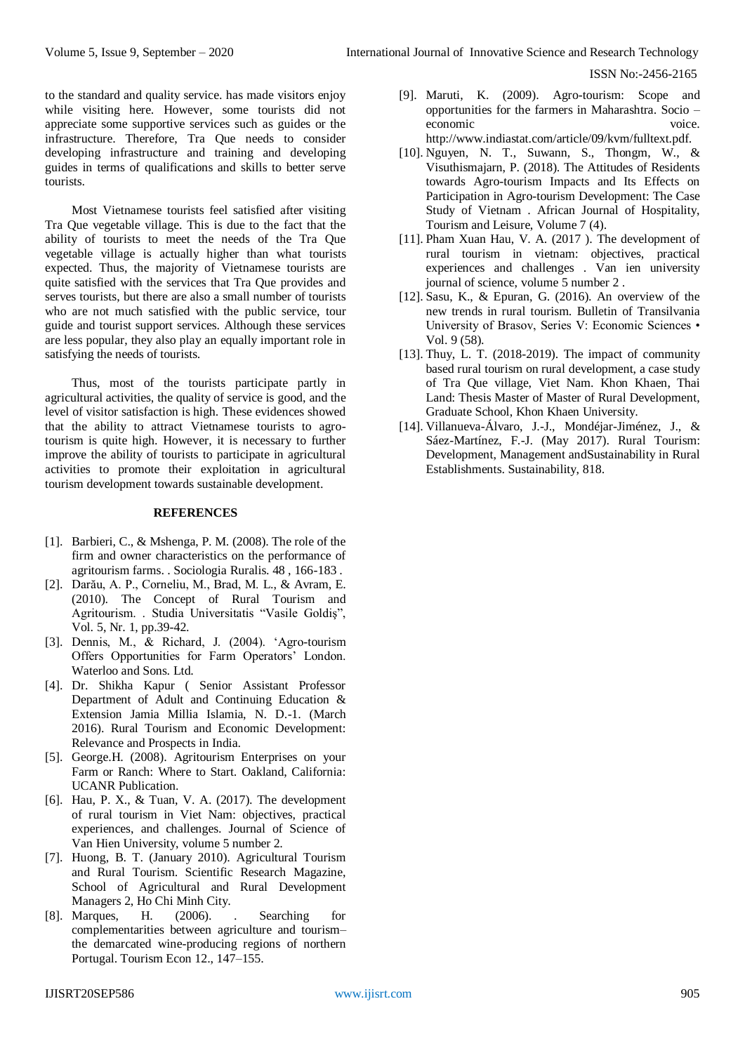to the standard and quality service. has made visitors enjoy while visiting here. However, some tourists did not appreciate some supportive services such as guides or the infrastructure. Therefore, Tra Que needs to consider developing infrastructure and training and developing guides in terms of qualifications and skills to better serve tourists.

Most Vietnamese tourists feel satisfied after visiting Tra Que vegetable village. This is due to the fact that the ability of tourists to meet the needs of the Tra Que vegetable village is actually higher than what tourists expected. Thus, the majority of Vietnamese tourists are quite satisfied with the services that Tra Que provides and serves tourists, but there are also a small number of tourists who are not much satisfied with the public service, tour guide and tourist support services. Although these services are less popular, they also play an equally important role in satisfying the needs of tourists.

Thus, most of the tourists participate partly in agricultural activities, the quality of service is good, and the level of visitor satisfaction is high. These evidences showed that the ability to attract Vietnamese tourists to agro-tourism is quite high. However, it is necessary to further improve the ability of tourists to participate in agricultural activities to promote their exploitation in agricultural tourism development towards sustainable development.

## REFERENCES

[1]. Barbieri, C., & Mshenga, P. M. (2008). The role of the firm and owner characteristics on the performance of agritourism farms. . Sociologia Ruralis. 48 , 166-183 .

[2]. Darău, A. P., Corneliu, M., Brad, M. L., & Avram, E. (2010). The Concept of Rural Tourism and Agritourism. . Studia Universitatis "Vasile Goldiş", Vol. 5, Nr. 1, pp.39-42.

[3]. Dennis, M., & Richard, J. (2004). 'Agro-tourism Offers Opportunities for Farm Operators' London. Waterloo and Sons. Ltd.

[4]. Dr. Shikha Kapur ( Senior Assistant Professor Department of Adult and Continuing Education & Extension Jamia Millia Islamia, N. D.-1. (March 2016). Rural Tourism and Economic Development: Relevance and Prospects in India.

[5]. George.H. (2008). Agritourism Enterprises on your Farm or Ranch: Where to Start. Oakland, California: UCANR Publication.

[6]. Hau, P. X., & Tuan, V. A. (2017). The development of rural tourism in Viet Nam: objectives, practical experiences, and challenges. Journal of Science of Van Hien University, volume 5 number 2.

[7]. Huong, B. T. (January 2010). Agricultural Tourism and Rural Tourism. Scientific Research Magazine, School of Agricultural and Rural Development Managers 2, Ho Chi Minh City.

[8]. Marques, H. (2006). . Searching for complementarities between agriculture and tourism– the demarcated wine-producing regions of northern Portugal. Tourism Econ 12., 147–155.

[9]. Maruti, K. (2009). Agro-tourism: Scope and opportunities for the farmers in Maharashtra. Socio – economic voice. http://www.indiastat.com/article/09/kvm/fulltext.pdf.

[10]. Nguyen, N. T., Suwann, S., Thongm, W., & Visuthismajarn, P. (2018). The Attitudes of Residents towards Agro-tourism Impacts and Its Effects on Participation in Agro-tourism Development: The Case Study of Vietnam . African Journal of Hospitality, Tourism and Leisure, Volume 7 (4).

[11]. Pham Xuan Hau, V. A. (2017 ). The development of rural tourism in vietnam: objectives, practical experiences and challenges . Van ien university journal of science, volume 5 number 2 .

[12]. Sasu, K., & Epuran, G. (2016). An overview of the new trends in rural tourism. Bulletin of Transilvania University of Brasov, Series V: Economic Sciences • Vol. 9 (58).

[13]. Thuy, L. T. (2018-2019). The impact of community based rural tourism on rural development, a case study of Tra Que village, Viet Nam. Khon Khaen, Thai Land: Thesis Master of Master of Rural Development, Graduate School, Khon Khaen University.

[14]. Villanueva-Álvaro, J.-J., Mondéjar-Jiménez, J., & Sáez-Martínez, F.-J. (May 2017). Rural Tourism: Development, Management andSustainability in Rural Establishments. Sustainability, 818.